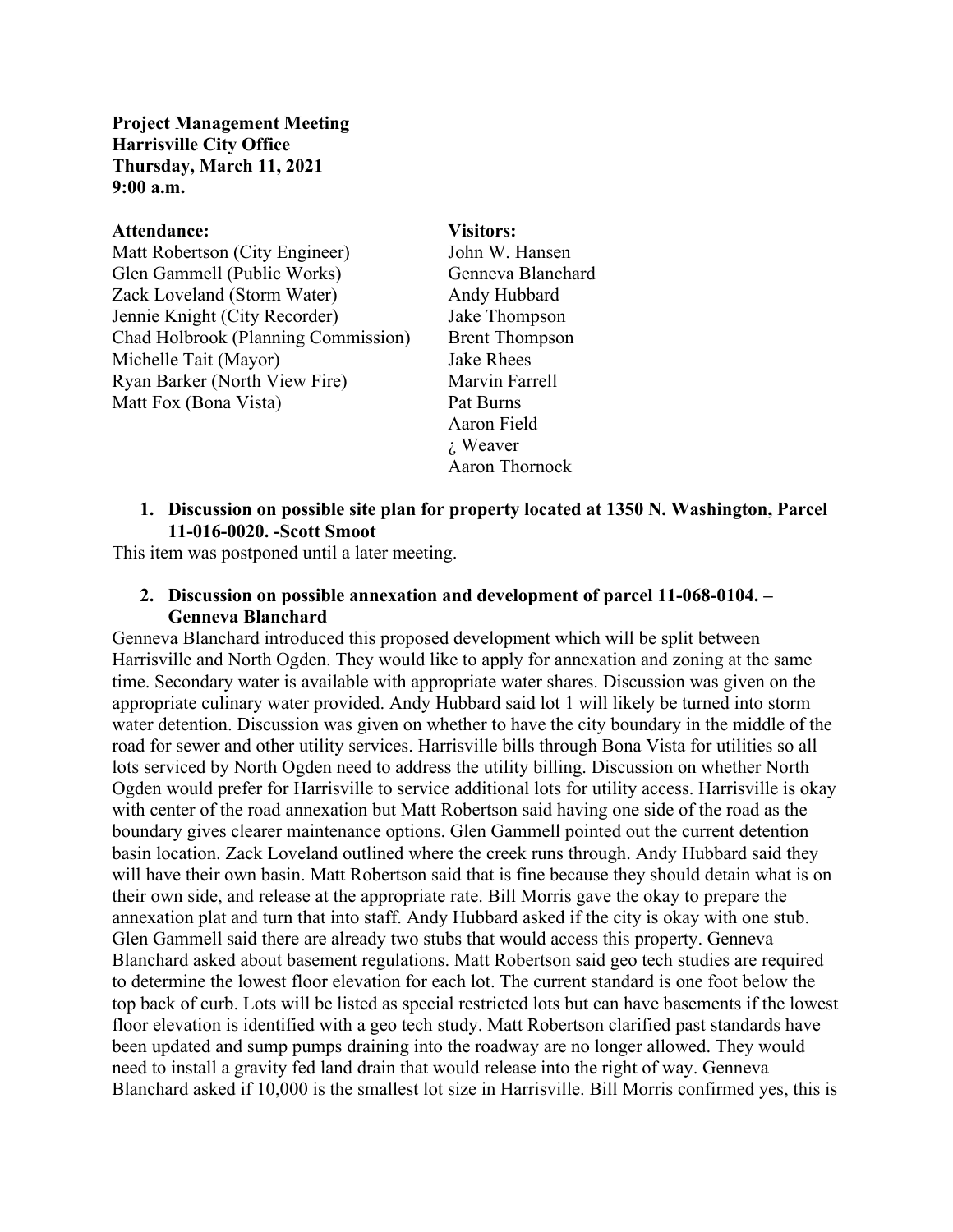**Project Management Meeting**
**Harrisville City Office**
**Thursday, March 11, 2021**
**9:00 a.m.**

**Attendance:**
Matt Robertson (City Engineer)
Glen Gammell (Public Works)
Zack Loveland (Storm Water)
Jennie Knight (City Recorder)
Chad Holbrook (Planning Commission)
Michelle Tait (Mayor)
Ryan Barker (North View Fire)
Matt Fox (Bona Vista)

**Visitors:**
John W. Hansen
Genneva Blanchard
Andy Hubbard
Jake Thompson
Brent Thompson
Jake Rhees
Marvin Farrell
Pat Burns
Aaron Field
¿ Weaver
Aaron Thornock

1. **Discussion on possible site plan for property located at 1350 N. Washington, Parcel 11-016-0020. -Scott Smoot**

This item was postponed until a later meeting.

2. **Discussion on possible annexation and development of parcel 11-068-0104. – Genneva Blanchard**

Genneva Blanchard introduced this proposed development which will be split between Harrisville and North Ogden. They would like to apply for annexation and zoning at the same time. Secondary water is available with appropriate water shares. Discussion was given on the appropriate culinary water provided. Andy Hubbard said lot 1 will likely be turned into storm water detention. Discussion was given on whether to have the city boundary in the middle of the road for sewer and other utility services. Harrisville bills through Bona Vista for utilities so all lots serviced by North Ogden need to address the utility billing. Discussion on whether North Ogden would prefer for Harrisville to service additional lots for utility access. Harrisville is okay with center of the road annexation but Matt Robertson said having one side of the road as the boundary gives clearer maintenance options. Glen Gammell pointed out the current detention basin location. Zack Loveland outlined where the creek runs through. Andy Hubbard said they will have their own basin. Matt Robertson said that is fine because they should detain what is on their own side, and release at the appropriate rate. Bill Morris gave the okay to prepare the annexation plat and turn that into staff. Andy Hubbard asked if the city is okay with one stub. Glen Gammell said there are already two stubs that would access this property. Genneva Blanchard asked about basement regulations. Matt Robertson said geo tech studies are required to determine the lowest floor elevation for each lot. The current standard is one foot below the top back of curb. Lots will be listed as special restricted lots but can have basements if the lowest floor elevation is identified with a geo tech study. Matt Robertson clarified past standards have been updated and sump pumps draining into the roadway are no longer allowed. They would need to install a gravity fed land drain that would release into the right of way. Genneva Blanchard asked if 10,000 is the smallest lot size in Harrisville. Bill Morris confirmed yes, this is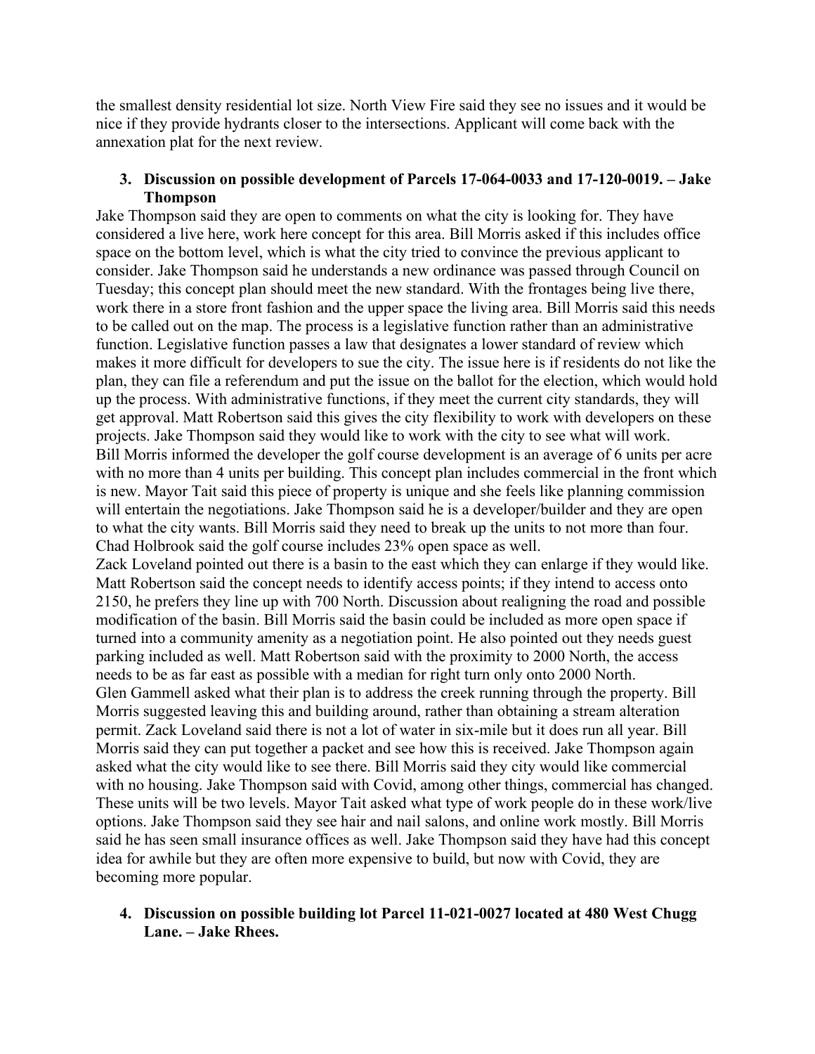the smallest density residential lot size. North View Fire said they see no issues and it would be nice if they provide hydrants closer to the intersections. Applicant will come back with the annexation plat for the next review.

3. **Discussion on possible development of Parcels 17-064-0033 and 17-120-0019. – Jake Thompson**

Jake Thompson said they are open to comments on what the city is looking for. They have considered a live here, work here concept for this area. Bill Morris asked if this includes office space on the bottom level, which is what the city tried to convince the previous applicant to consider. Jake Thompson said he understands a new ordinance was passed through Council on Tuesday; this concept plan should meet the new standard. With the frontages being live there, work there in a store front fashion and the upper space the living area. Bill Morris said this needs to be called out on the map. The process is a legislative function rather than an administrative function. Legislative function passes a law that designates a lower standard of review which makes it more difficult for developers to sue the city. The issue here is if residents do not like the plan, they can file a referendum and put the issue on the ballot for the election, which would hold up the process. With administrative functions, if they meet the current city standards, they will get approval. Matt Robertson said this gives the city flexibility to work with developers on these projects. Jake Thompson said they would like to work with the city to see what will work.
Bill Morris informed the developer the golf course development is an average of 6 units per acre with no more than 4 units per building. This concept plan includes commercial in the front which is new. Mayor Tait said this piece of property is unique and she feels like planning commission will entertain the negotiations. Jake Thompson said he is a developer/builder and they are open to what the city wants. Bill Morris said they need to break up the units to not more than four. Chad Holbrook said the golf course includes 23% open space as well.
Zack Loveland pointed out there is a basin to the east which they can enlarge if they would like. Matt Robertson said the concept needs to identify access points; if they intend to access onto 2150, he prefers they line up with 700 North. Discussion about realigning the road and possible modification of the basin. Bill Morris said the basin could be included as more open space if turned into a community amenity as a negotiation point. He also pointed out they needs guest parking included as well. Matt Robertson said with the proximity to 2000 North, the access needs to be as far east as possible with a median for right turn only onto 2000 North.
Glen Gammell asked what their plan is to address the creek running through the property. Bill Morris suggested leaving this and building around, rather than obtaining a stream alteration permit. Zack Loveland said there is not a lot of water in six-mile but it does run all year. Bill Morris said they can put together a packet and see how this is received. Jake Thompson again asked what the city would like to see there. Bill Morris said they city would like commercial with no housing. Jake Thompson said with Covid, among other things, commercial has changed. These units will be two levels. Mayor Tait asked what type of work people do in these work/live options. Jake Thompson said they see hair and nail salons, and online work mostly. Bill Morris said he has seen small insurance offices as well. Jake Thompson said they have had this concept idea for awhile but they are often more expensive to build, but now with Covid, they are becoming more popular.

4. **Discussion on possible building lot Parcel 11-021-0027 located at 480 West Chugg Lane. – Jake Rhees.**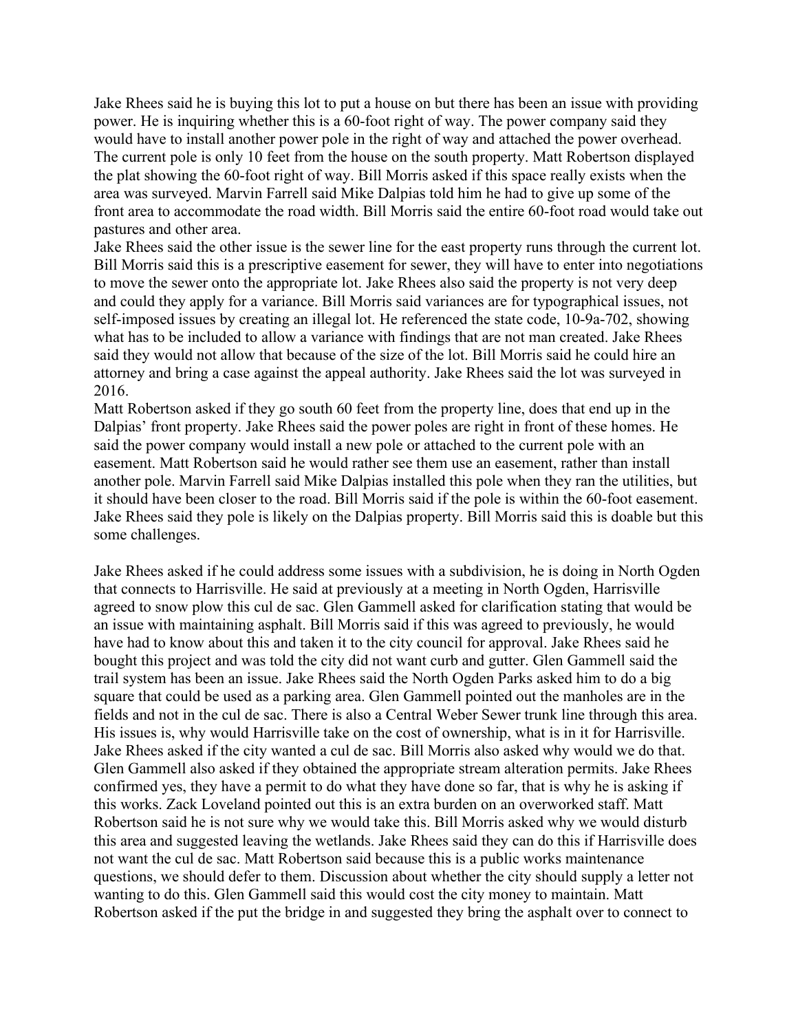Jake Rhees said he is buying this lot to put a house on but there has been an issue with providing power. He is inquiring whether this is a 60-foot right of way. The power company said they would have to install another power pole in the right of way and attached the power overhead. The current pole is only 10 feet from the house on the south property. Matt Robertson displayed the plat showing the 60-foot right of way. Bill Morris asked if this space really exists when the area was surveyed. Marvin Farrell said Mike Dalpias told him he had to give up some of the front area to accommodate the road width. Bill Morris said the entire 60-foot road would take out pastures and other area.

Jake Rhees said the other issue is the sewer line for the east property runs through the current lot. Bill Morris said this is a prescriptive easement for sewer, they will have to enter into negotiations to move the sewer onto the appropriate lot. Jake Rhees also said the property is not very deep and could they apply for a variance. Bill Morris said variances are for typographical issues, not self-imposed issues by creating an illegal lot. He referenced the state code, 10-9a-702, showing what has to be included to allow a variance with findings that are not man created. Jake Rhees said they would not allow that because of the size of the lot. Bill Morris said he could hire an attorney and bring a case against the appeal authority. Jake Rhees said the lot was surveyed in 2016.

Matt Robertson asked if they go south 60 feet from the property line, does that end up in the Dalpias' front property. Jake Rhees said the power poles are right in front of these homes. He said the power company would install a new pole or attached to the current pole with an easement. Matt Robertson said he would rather see them use an easement, rather than install another pole. Marvin Farrell said Mike Dalpias installed this pole when they ran the utilities, but it should have been closer to the road. Bill Morris said if the pole is within the 60-foot easement. Jake Rhees said they pole is likely on the Dalpias property. Bill Morris said this is doable but this some challenges.

Jake Rhees asked if he could address some issues with a subdivision, he is doing in North Ogden that connects to Harrisville. He said at previously at a meeting in North Ogden, Harrisville agreed to snow plow this cul de sac. Glen Gammell asked for clarification stating that would be an issue with maintaining asphalt. Bill Morris said if this was agreed to previously, he would have had to know about this and taken it to the city council for approval. Jake Rhees said he bought this project and was told the city did not want curb and gutter. Glen Gammell said the trail system has been an issue. Jake Rhees said the North Ogden Parks asked him to do a big square that could be used as a parking area. Glen Gammell pointed out the manholes are in the fields and not in the cul de sac. There is also a Central Weber Sewer trunk line through this area. His issues is, why would Harrisville take on the cost of ownership, what is in it for Harrisville. Jake Rhees asked if the city wanted a cul de sac. Bill Morris also asked why would we do that. Glen Gammell also asked if they obtained the appropriate stream alteration permits. Jake Rhees confirmed yes, they have a permit to do what they have done so far, that is why he is asking if this works. Zack Loveland pointed out this is an extra burden on an overworked staff. Matt Robertson said he is not sure why we would take this. Bill Morris asked why we would disturb this area and suggested leaving the wetlands. Jake Rhees said they can do this if Harrisville does not want the cul de sac. Matt Robertson said because this is a public works maintenance questions, we should defer to them. Discussion about whether the city should supply a letter not wanting to do this. Glen Gammell said this would cost the city money to maintain. Matt Robertson asked if the put the bridge in and suggested they bring the asphalt over to connect to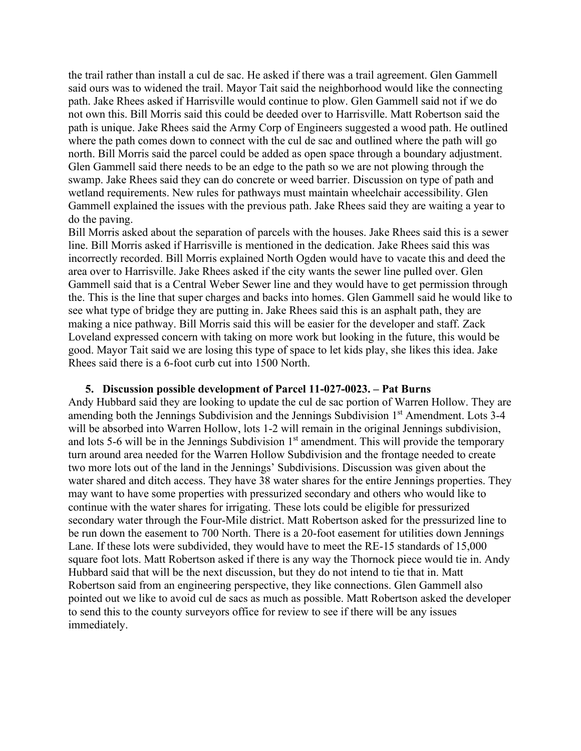the trail rather than install a cul de sac. He asked if there was a trail agreement. Glen Gammell said ours was to widened the trail. Mayor Tait said the neighborhood would like the connecting path. Jake Rhees asked if Harrisville would continue to plow. Glen Gammell said not if we do not own this. Bill Morris said this could be deeded over to Harrisville. Matt Robertson said the path is unique. Jake Rhees said the Army Corp of Engineers suggested a wood path. He outlined where the path comes down to connect with the cul de sac and outlined where the path will go north. Bill Morris said the parcel could be added as open space through a boundary adjustment. Glen Gammell said there needs to be an edge to the path so we are not plowing through the swamp. Jake Rhees said they can do concrete or weed barrier. Discussion on type of path and wetland requirements. New rules for pathways must maintain wheelchair accessibility. Glen Gammell explained the issues with the previous path. Jake Rhees said they are waiting a year to do the paving.

Bill Morris asked about the separation of parcels with the houses. Jake Rhees said this is a sewer line. Bill Morris asked if Harrisville is mentioned in the dedication. Jake Rhees said this was incorrectly recorded. Bill Morris explained North Ogden would have to vacate this and deed the area over to Harrisville. Jake Rhees asked if the city wants the sewer line pulled over. Glen Gammell said that is a Central Weber Sewer line and they would have to get permission through the. This is the line that super charges and backs into homes. Glen Gammell said he would like to see what type of bridge they are putting in. Jake Rhees said this is an asphalt path, they are making a nice pathway. Bill Morris said this will be easier for the developer and staff. Zack Loveland expressed concern with taking on more work but looking in the future, this would be good. Mayor Tait said we are losing this type of space to let kids play, she likes this idea. Jake Rhees said there is a 6-foot curb cut into 1500 North.

5. **Discussion possible development of Parcel 11-027-0023. – Pat Burns**

Andy Hubbard said they are looking to update the cul de sac portion of Warren Hollow. They are amending both the Jennings Subdivision and the Jennings Subdivision 1st Amendment. Lots 3-4 will be absorbed into Warren Hollow, lots 1-2 will remain in the original Jennings subdivision, and lots 5-6 will be in the Jennings Subdivision 1st amendment. This will provide the temporary turn around area needed for the Warren Hollow Subdivision and the frontage needed to create two more lots out of the land in the Jennings' Subdivisions. Discussion was given about the water shared and ditch access. They have 38 water shares for the entire Jennings properties. They may want to have some properties with pressurized secondary and others who would like to continue with the water shares for irrigating. These lots could be eligible for pressurized secondary water through the Four-Mile district. Matt Robertson asked for the pressurized line to be run down the easement to 700 North. There is a 20-foot easement for utilities down Jennings Lane. If these lots were subdivided, they would have to meet the RE-15 standards of 15,000 square foot lots. Matt Robertson asked if there is any way the Thornock piece would tie in. Andy Hubbard said that will be the next discussion, but they do not intend to tie that in. Matt Robertson said from an engineering perspective, they like connections. Glen Gammell also pointed out we like to avoid cul de sacs as much as possible. Matt Robertson asked the developer to send this to the county surveyors office for review to see if there will be any issues immediately.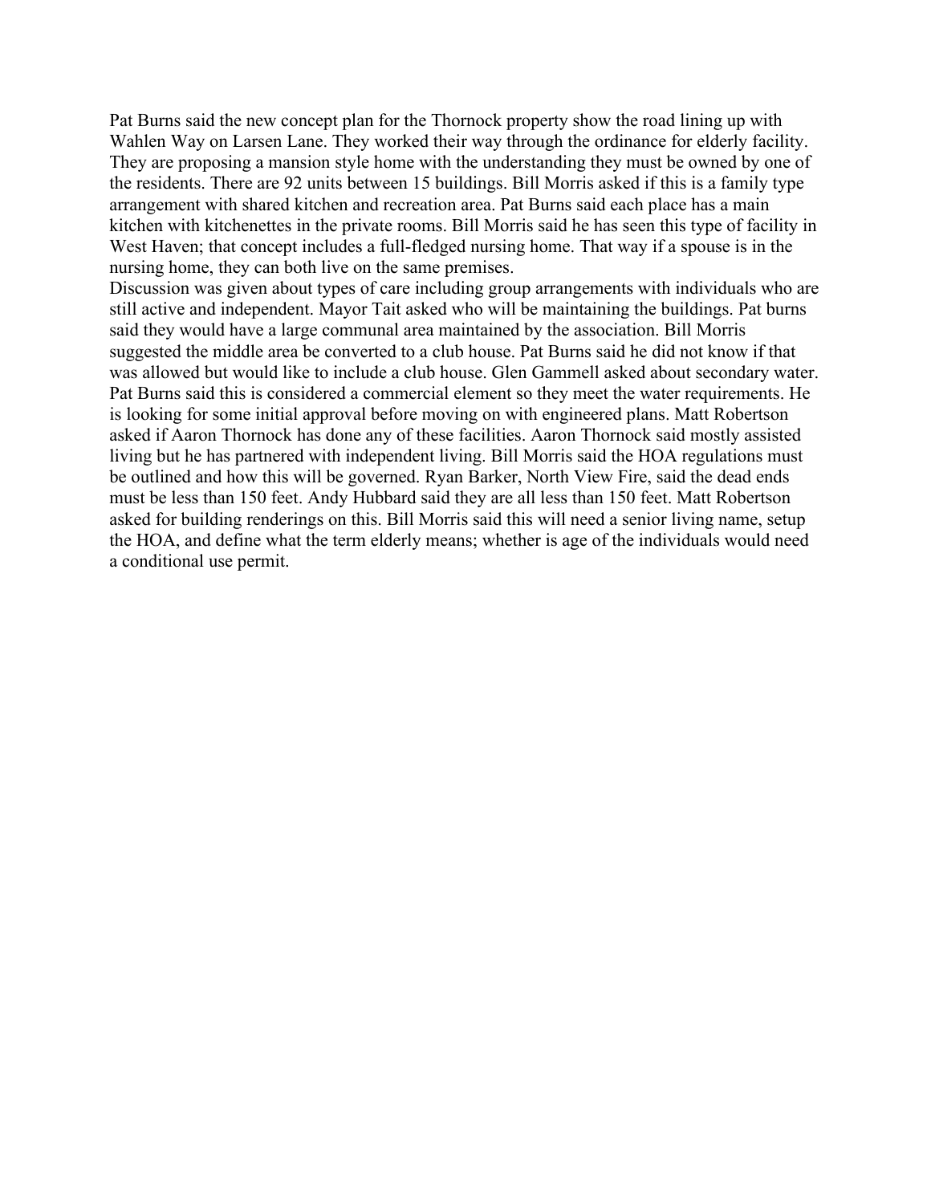Pat Burns said the new concept plan for the Thornock property show the road lining up with Wahlen Way on Larsen Lane. They worked their way through the ordinance for elderly facility. They are proposing a mansion style home with the understanding they must be owned by one of the residents. There are 92 units between 15 buildings. Bill Morris asked if this is a family type arrangement with shared kitchen and recreation area. Pat Burns said each place has a main kitchen with kitchenettes in the private rooms. Bill Morris said he has seen this type of facility in West Haven; that concept includes a full-fledged nursing home. That way if a spouse is in the nursing home, they can both live on the same premises.

Discussion was given about types of care including group arrangements with individuals who are still active and independent. Mayor Tait asked who will be maintaining the buildings. Pat burns said they would have a large communal area maintained by the association. Bill Morris suggested the middle area be converted to a club house. Pat Burns said he did not know if that was allowed but would like to include a club house. Glen Gammell asked about secondary water. Pat Burns said this is considered a commercial element so they meet the water requirements. He is looking for some initial approval before moving on with engineered plans. Matt Robertson asked if Aaron Thornock has done any of these facilities. Aaron Thornock said mostly assisted living but he has partnered with independent living. Bill Morris said the HOA regulations must be outlined and how this will be governed. Ryan Barker, North View Fire, said the dead ends must be less than 150 feet. Andy Hubbard said they are all less than 150 feet. Matt Robertson asked for building renderings on this. Bill Morris said this will need a senior living name, setup the HOA, and define what the term elderly means; whether is age of the individuals would need a conditional use permit.